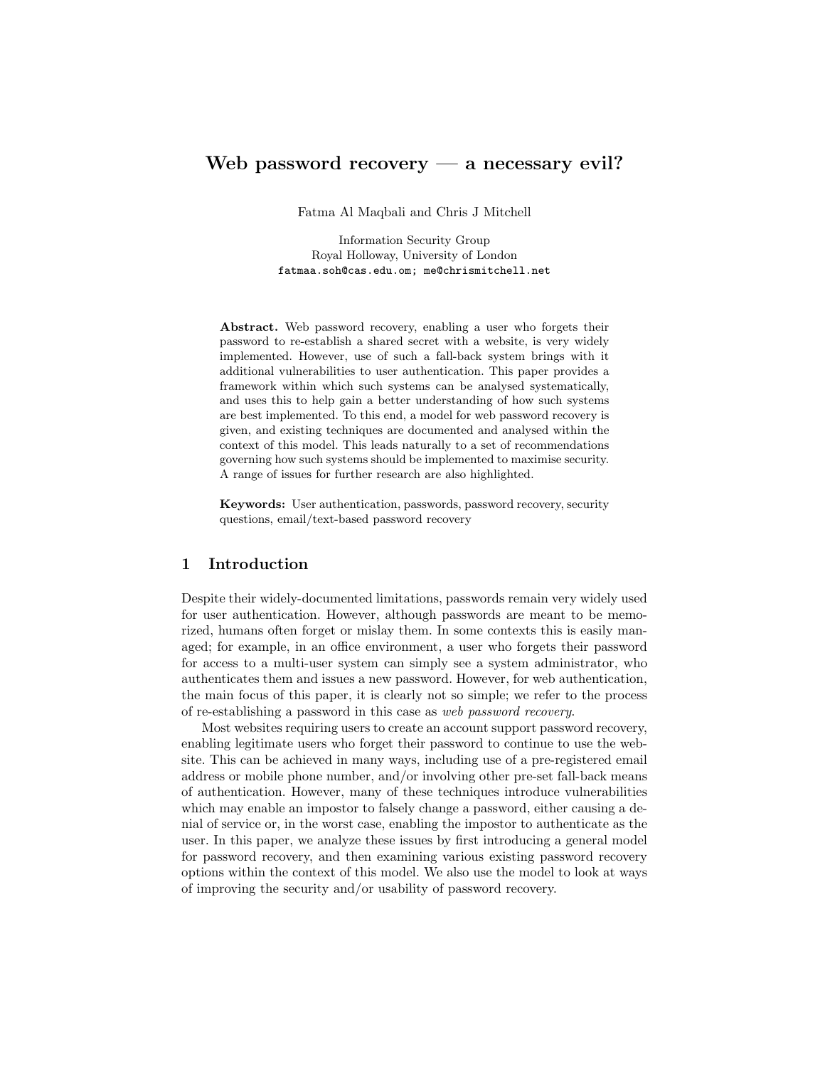# Web password recovery — a necessary evil?

Fatma Al Maqbali and Chris J Mitchell

Information Security Group
Royal Holloway, University of London
fatmaa.soh@cas.edu.om; me@chrismitchell.net

**Abstract.** Web password recovery, enabling a user who forgets their password to re-establish a shared secret with a website, is very widely implemented. However, use of such a fall-back system brings with it additional vulnerabilities to user authentication. This paper provides a framework within which such systems can be analysed systematically, and uses this to help gain a better understanding of how such systems are best implemented. To this end, a model for web password recovery is given, and existing techniques are documented and analysed within the context of this model. This leads naturally to a set of recommendations governing how such systems should be implemented to maximise security. A range of issues for further research are also highlighted.

**Keywords:** User authentication, passwords, password recovery, security questions, email/text-based password recovery

## 1 Introduction

Despite their widely-documented limitations, passwords remain very widely used for user authentication. However, although passwords are meant to be memorized, humans often forget or mislay them. In some contexts this is easily managed; for example, in an office environment, a user who forgets their password for access to a multi-user system can simply see a system administrator, who authenticates them and issues a new password. However, for web authentication, the main focus of this paper, it is clearly not so simple; we refer to the process of re-establishing a password in this case as *web password recovery*.

Most websites requiring users to create an account support password recovery, enabling legitimate users who forget their password to continue to use the website. This can be achieved in many ways, including use of a pre-registered email address or mobile phone number, and/or involving other pre-set fall-back means of authentication. However, many of these techniques introduce vulnerabilities which may enable an impostor to falsely change a password, either causing a denial of service or, in the worst case, enabling the impostor to authenticate as the user. In this paper, we analyze these issues by first introducing a general model for password recovery, and then examining various existing password recovery options within the context of this model. We also use the model to look at ways of improving the security and/or usability of password recovery.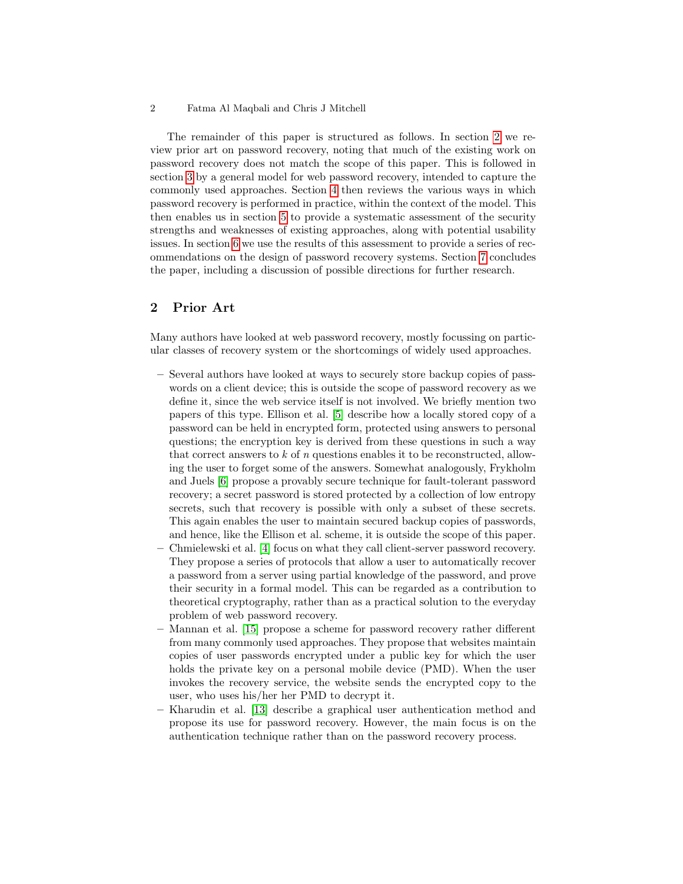The remainder of this paper is structured as follows. In section 2 we review prior art on password recovery, noting that much of the existing work on password recovery does not match the scope of this paper. This is followed in section 3 by a general model for web password recovery, intended to capture the commonly used approaches. Section 4 then reviews the various ways in which password recovery is performed in practice, within the context of the model. This then enables us in section 5 to provide a systematic assessment of the security strengths and weaknesses of existing approaches, along with potential usability issues. In section 6 we use the results of this assessment to provide a series of recommendations on the design of password recovery systems. Section 7 concludes the paper, including a discussion of possible directions for further research.

## 2 Prior Art

Many authors have looked at web password recovery, mostly focussing on particular classes of recovery system or the shortcomings of widely used approaches.

- Several authors have looked at ways to securely store backup copies of passwords on a client device; this is outside the scope of password recovery as we define it, since the web service itself is not involved. We briefly mention two papers of this type. Ellison et al. [5] describe how a locally stored copy of a password can be held in encrypted form, protected using answers to personal questions; the encryption key is derived from these questions in such a way that correct answers to $k$ of $n$ questions enables it to be reconstructed, allowing the user to forget some of the answers. Somewhat analogously, Frykholm and Juels [6] propose a provably secure technique for fault-tolerant password recovery; a secret password is stored protected by a collection of low entropy secrets, such that recovery is possible with only a subset of these secrets. This again enables the user to maintain secured backup copies of passwords, and hence, like the Ellison et al. scheme, it is outside the scope of this paper.
- Chmielewski et al. [4] focus on what they call client-server password recovery. They propose a series of protocols that allow a user to automatically recover a password from a server using partial knowledge of the password, and prove their security in a formal model. This can be regarded as a contribution to theoretical cryptography, rather than as a practical solution to the everyday problem of web password recovery.
- Mannan et al. [15] propose a scheme for password recovery rather different from many commonly used approaches. They propose that websites maintain copies of user passwords encrypted under a public key for which the user holds the private key on a personal mobile device (PMD). When the user invokes the recovery service, the website sends the encrypted copy to the user, who uses his/her her PMD to decrypt it.
- Kharudin et al. [13] describe a graphical user authentication method and propose its use for password recovery. However, the main focus is on the authentication technique rather than on the password recovery process.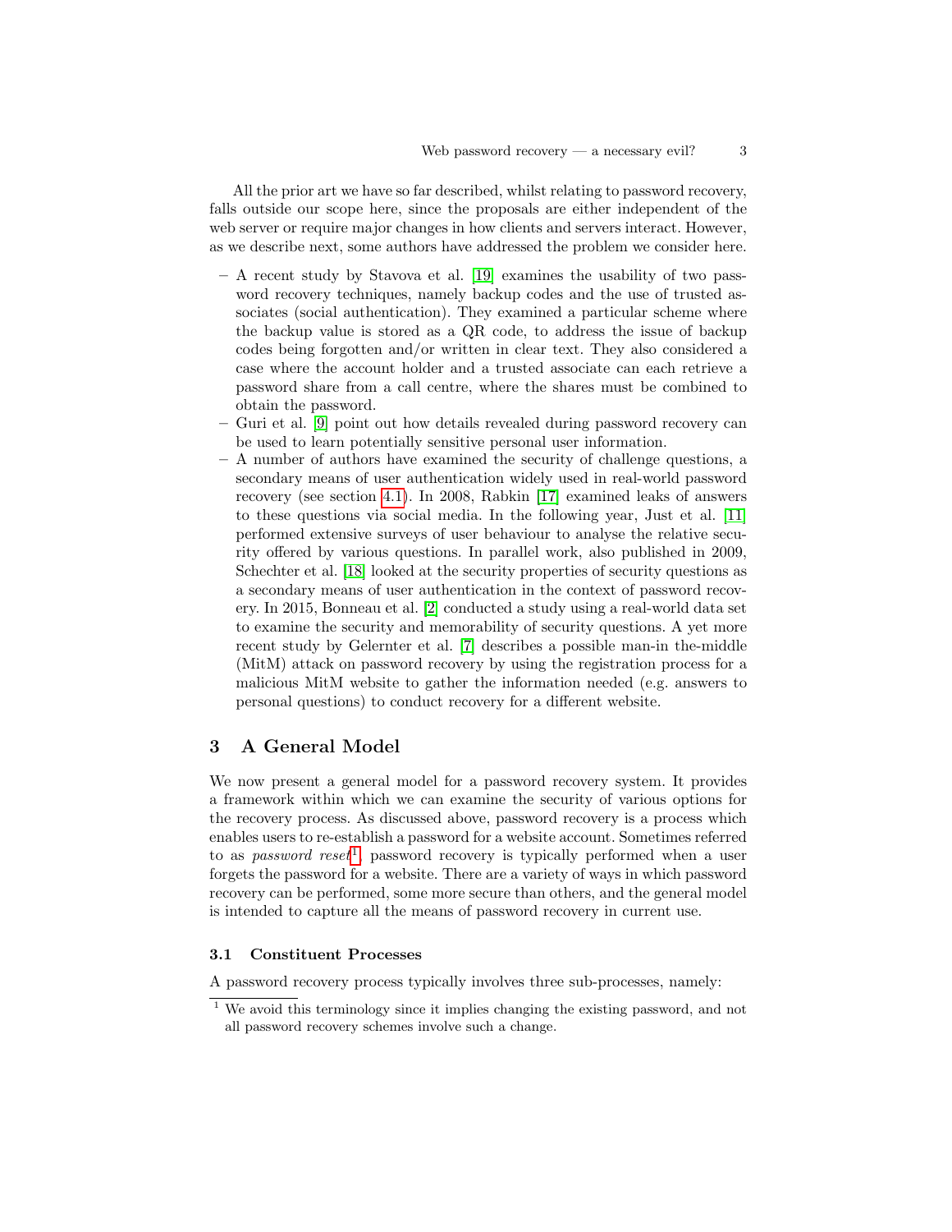All the prior art we have so far described, whilst relating to password recovery, falls outside our scope here, since the proposals are either independent of the web server or require major changes in how clients and servers interact. However, as we describe next, some authors have addressed the problem we consider here.

- A recent study by Stavova et al. [19] examines the usability of two password recovery techniques, namely backup codes and the use of trusted associates (social authentication). They examined a particular scheme where the backup value is stored as a QR code, to address the issue of backup codes being forgotten and/or written in clear text. They also considered a case where the account holder and a trusted associate can each retrieve a password share from a call centre, where the shares must be combined to obtain the password.
- Guri et al. [9] point out how details revealed during password recovery can be used to learn potentially sensitive personal user information.
- A number of authors have examined the security of challenge questions, a secondary means of user authentication widely used in real-world password recovery (see section 4.1). In 2008, Rabkin [17] examined leaks of answers to these questions via social media. In the following year, Just et al. [11] performed extensive surveys of user behaviour to analyse the relative security offered by various questions. In parallel work, also published in 2009, Schechter et al. [18] looked at the security properties of security questions as a secondary means of user authentication in the context of password recovery. In 2015, Bonneau et al. [2] conducted a study using a real-world data set to examine the security and memorability of security questions. A yet more recent study by Gelernter et al. [7] describes a possible man-in the-middle (MitM) attack on password recovery by using the registration process for a malicious MitM website to gather the information needed (e.g. answers to personal questions) to conduct recovery for a different website.

## 3 A General Model

We now present a general model for a password recovery system. It provides a framework within which we can examine the security of various options for the recovery process. As discussed above, password recovery is a process which enables users to re-establish a password for a website account. Sometimes referred to as *password reset*[1], password recovery is typically performed when a user forgets the password for a website. There are a variety of ways in which password recovery can be performed, some more secure than others, and the general model is intended to capture all the means of password recovery in current use.

### 3.1 Constituent Processes

A password recovery process typically involves three sub-processes, namely:

[1] We avoid this terminology since it implies changing the existing password, and not all password recovery schemes involve such a change.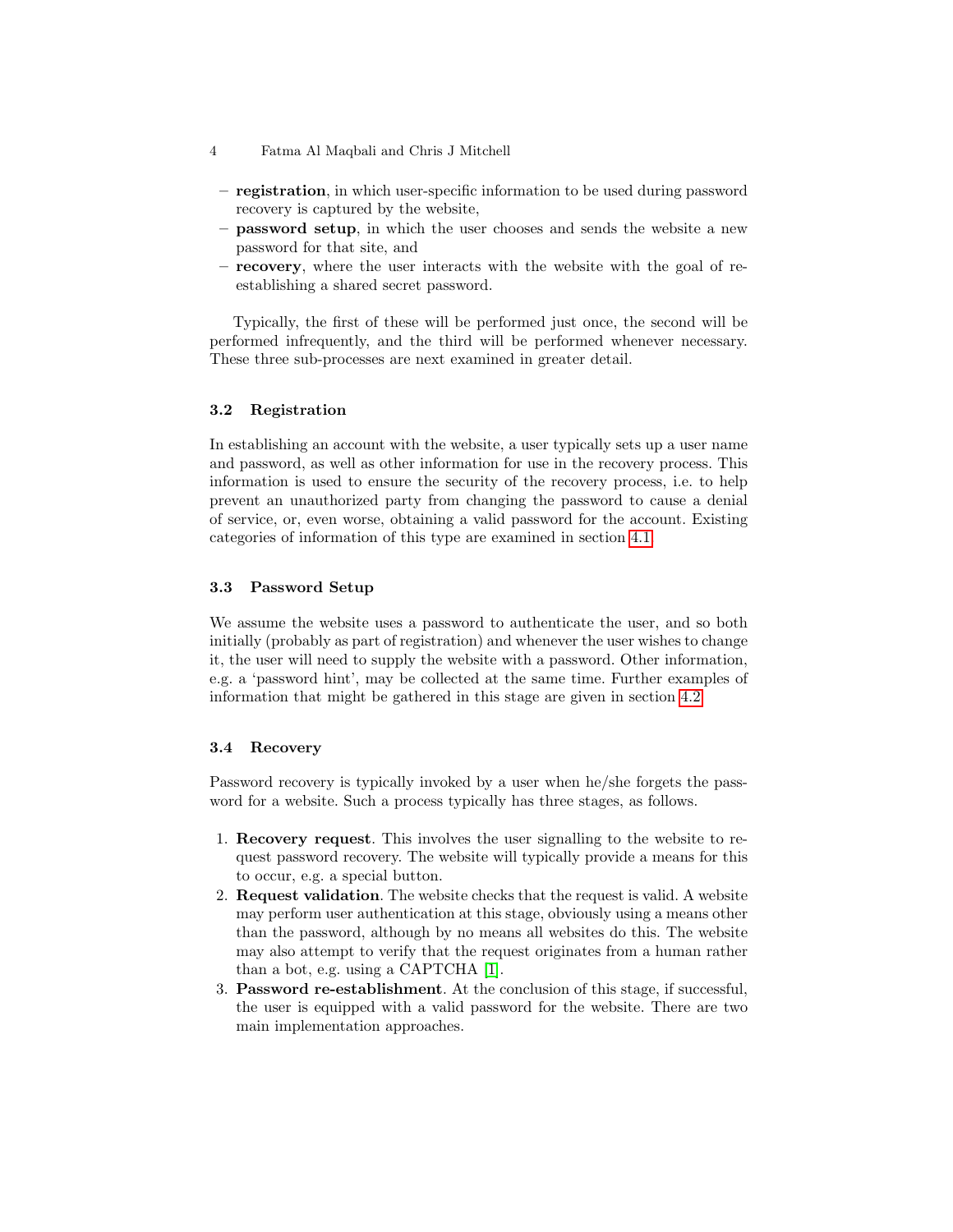- **registration**, in which user-specific information to be used during password recovery is captured by the website,
- **password setup**, in which the user chooses and sends the website a new password for that site, and
- **recovery**, where the user interacts with the website with the goal of re-establishing a shared secret password.

Typically, the first of these will be performed just once, the second will be performed infrequently, and the third will be performed whenever necessary. These three sub-processes are next examined in greater detail.

### 3.2 Registration

In establishing an account with the website, a user typically sets up a user name and password, as well as other information for use in the recovery process. This information is used to ensure the security of the recovery process, i.e. to help prevent an unauthorized party from changing the password to cause a denial of service, or, even worse, obtaining a valid password for the account. Existing categories of information of this type are examined in section 4.1.

### 3.3 Password Setup

We assume the website uses a password to authenticate the user, and so both initially (probably as part of registration) and whenever the user wishes to change it, the user will need to supply the website with a password. Other information, e.g. a 'password hint', may be collected at the same time. Further examples of information that might be gathered in this stage are given in section 4.2.

### 3.4 Recovery

Password recovery is typically invoked by a user when he/she forgets the password for a website. Such a process typically has three stages, as follows.

1. **Recovery request**. This involves the user signalling to the website to request password recovery. The website will typically provide a means for this to occur, e.g. a special button.
2. **Request validation**. The website checks that the request is valid. A website may perform user authentication at this stage, obviously using a means other than the password, although by no means all websites do this. The website may also attempt to verify that the request originates from a human rather than a bot, e.g. using a CAPTCHA [1].
3. **Password re-establishment**. At the conclusion of this stage, if successful, the user is equipped with a valid password for the website. There are two main implementation approaches.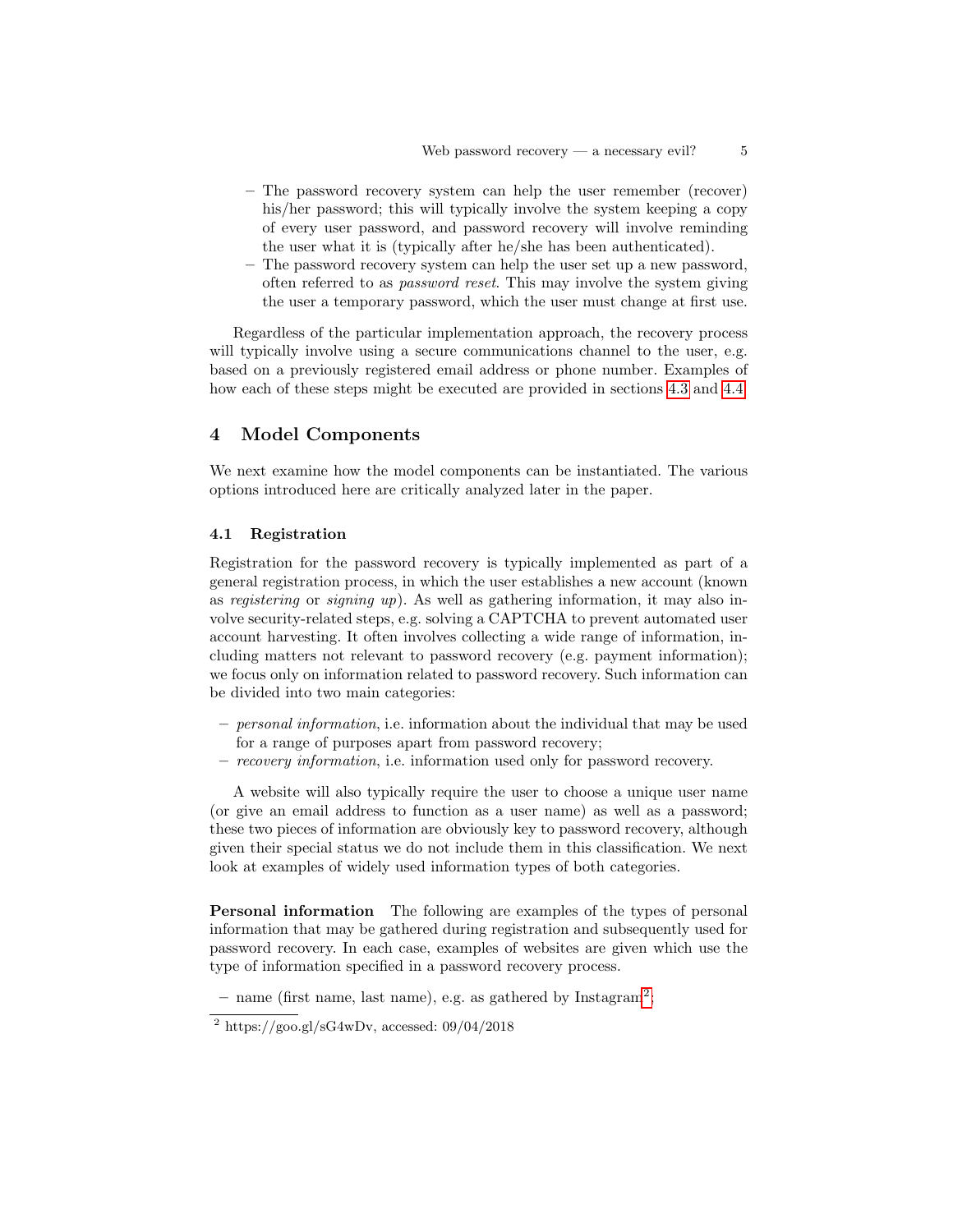– The password recovery system can help the user remember (recover) his/her password; this will typically involve the system keeping a copy of every user password, and password recovery will involve reminding the user what it is (typically after he/she has been authenticated).
– The password recovery system can help the user set up a new password, often referred to as *password reset*. This may involve the system giving the user a temporary password, which the user must change at first use.

Regardless of the particular implementation approach, the recovery process will typically involve using a secure communications channel to the user, e.g. based on a previously registered email address or phone number. Examples of how each of these steps might be executed are provided in sections 4.3 and 4.4.

## 4 Model Components

We next examine how the model components can be instantiated. The various options introduced here are critically analyzed later in the paper.

### 4.1 Registration

Registration for the password recovery is typically implemented as part of a general registration process, in which the user establishes a new account (known as *registering* or *signing up*). As well as gathering information, it may also involve security-related steps, e.g. solving a CAPTCHA to prevent automated user account harvesting. It often involves collecting a wide range of information, including matters not relevant to password recovery (e.g. payment information); we focus only on information related to password recovery. Such information can be divided into two main categories:

– *personal information*, i.e. information about the individual that may be used for a range of purposes apart from password recovery;
– *recovery information*, i.e. information used only for password recovery.

A website will also typically require the user to choose a unique user name (or give an email address to function as a user name) as well as a password; these two pieces of information are obviously key to password recovery, although given their special status we do not include them in this classification. We next look at examples of widely used information types of both categories.

**Personal information** The following are examples of the types of personal information that may be gathered during registration and subsequently used for password recovery. In each case, examples of websites are given which use the type of information specified in a password recovery process.

– name (first name, last name), e.g. as gathered by Instagram[2];

[2] https://goo.gl/sG4wDv, accessed: 09/04/2018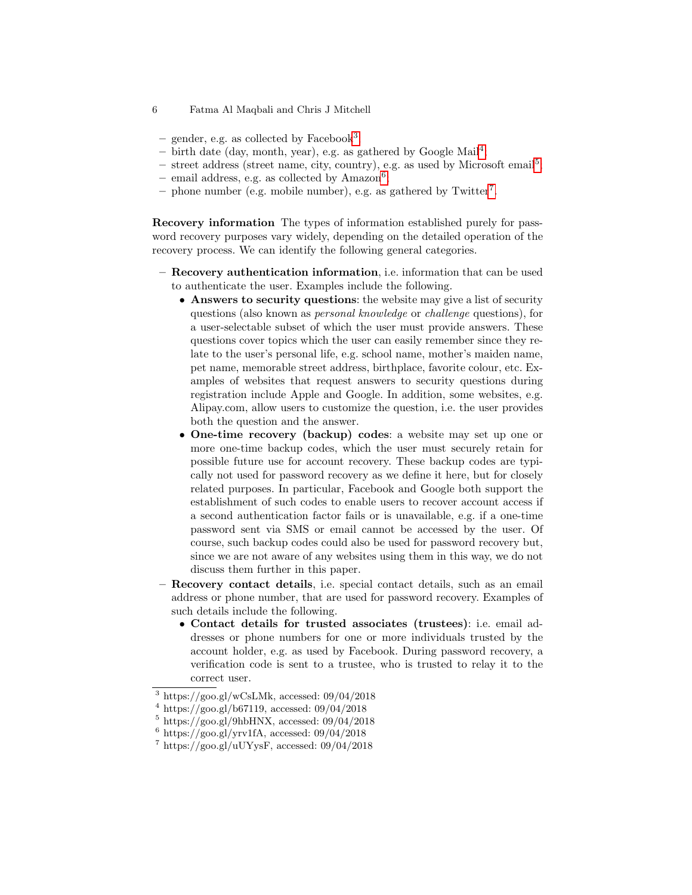- gender, e.g. as collected by Facebook[3];
- birth date (day, month, year), e.g. as gathered by Google Mail[4];
- street address (street name, city, country), e.g. as used by Microsoft email[5];
- email address, e.g. as collected by Amazon[6];
- phone number (e.g. mobile number), e.g. as gathered by Twitter[7].

**Recovery information** The types of information established purely for password recovery purposes vary widely, depending on the detailed operation of the recovery process. We can identify the following general categories.

- **Recovery authentication information**, i.e. information that can be used to authenticate the user. Examples include the following.
  - **Answers to security questions**: the website may give a list of security questions (also known as *personal knowledge* or *challenge* questions), for a user-selectable subset of which the user must provide answers. These questions cover topics which the user can easily remember since they relate to the user's personal life, e.g. school name, mother's maiden name, pet name, memorable street address, birthplace, favorite colour, etc. Examples of websites that request answers to security questions during registration include Apple and Google. In addition, some websites, e.g. Alipay.com, allow users to customize the question, i.e. the user provides both the question and the answer.
  - **One-time recovery (backup) codes**: a website may set up one or more one-time backup codes, which the user must securely retain for possible future use for account recovery. These backup codes are typically not used for password recovery as we define it here, but for closely related purposes. In particular, Facebook and Google both support the establishment of such codes to enable users to recover account access if a second authentication factor fails or is unavailable, e.g. if a one-time password sent via SMS or email cannot be accessed by the user. Of course, such backup codes could also be used for password recovery but, since we are not aware of any websites using them in this way, we do not discuss them further in this paper.
- **Recovery contact details**, i.e. special contact details, such as an email address or phone number, that are used for password recovery. Examples of such details include the following.
  - **Contact details for trusted associates (trustees)**: i.e. email addresses or phone numbers for one or more individuals trusted by the account holder, e.g. as used by Facebook. During password recovery, a verification code is sent to a trustee, who is trusted to relay it to the correct user.

[3] https://goo.gl/wCsLMk, accessed: 09/04/2018
[4] https://goo.gl/b67119, accessed: 09/04/2018
[5] https://goo.gl/9hbHNX, accessed: 09/04/2018
[6] https://goo.gl/yrv1fA, accessed: 09/04/2018
[7] https://goo.gl/uUYysF, accessed: 09/04/2018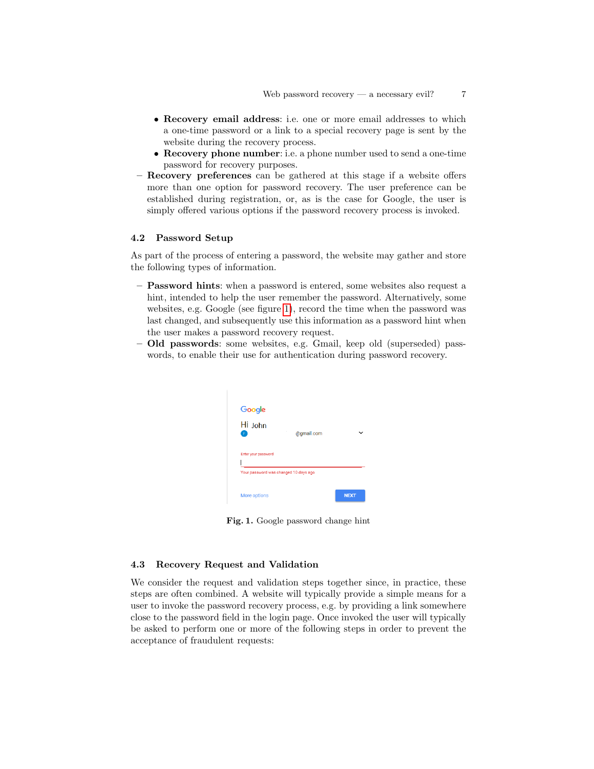- **Recovery email address**: i.e. one or more email addresses to which a one-time password or a link to a special recovery page is sent by the website during the recovery process.
  - **Recovery phone number**: i.e. a phone number used to send a one-time password for recovery purposes.
- **Recovery preferences** can be gathered at this stage if a website offers more than one option for password recovery. The user preference can be established during registration, or, as is the case for Google, the user is simply offered various options if the password recovery process is invoked.

### 4.2 Password Setup

As part of the process of entering a password, the website may gather and store the following types of information.

- **Password hints**: when a password is entered, some websites also request a hint, intended to help the user remember the password. Alternatively, some websites, e.g. Google (see figure 1), record the time when the password was last changed, and subsequently use this information as a password hint when the user makes a password recovery request.
- **Old passwords**: some websites, e.g. Gmail, keep old (superseded) passwords, to enable their use for authentication during password recovery.

**Fig. 1.** Google password change hint

### 4.3 Recovery Request and Validation

We consider the request and validation steps together since, in practice, these steps are often combined. A website will typically provide a simple means for a user to invoke the password recovery process, e.g. by providing a link somewhere close to the password field in the login page. Once invoked the user will typically be asked to perform one or more of the following steps in order to prevent the acceptance of fraudulent requests: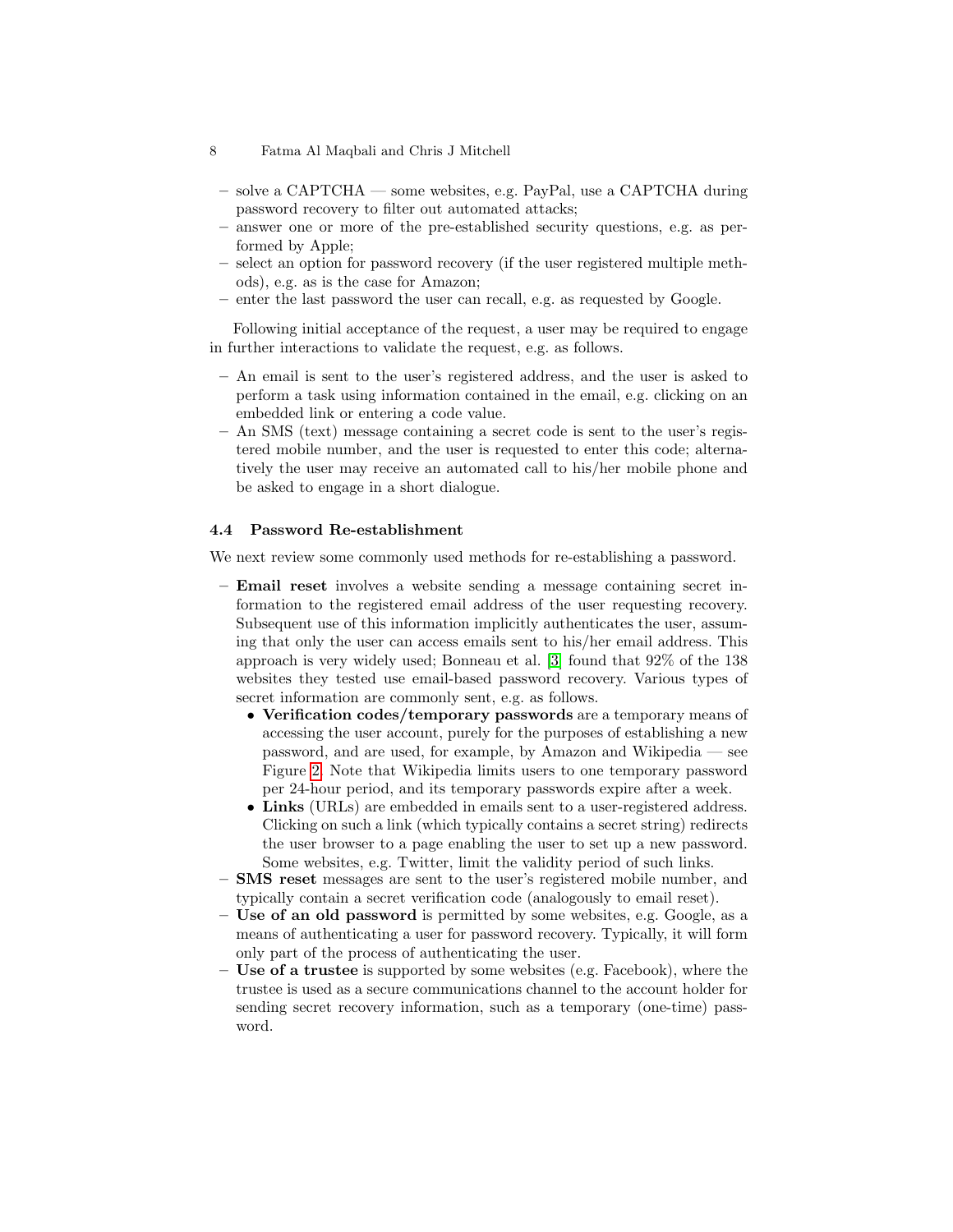- solve a CAPTCHA — some websites, e.g. PayPal, use a CAPTCHA during password recovery to filter out automated attacks;
- answer one or more of the pre-established security questions, e.g. as performed by Apple;
- select an option for password recovery (if the user registered multiple methods), e.g. as is the case for Amazon;
- enter the last password the user can recall, e.g. as requested by Google.

Following initial acceptance of the request, a user may be required to engage in further interactions to validate the request, e.g. as follows.

- An email is sent to the user's registered address, and the user is asked to perform a task using information contained in the email, e.g. clicking on an embedded link or entering a code value.
- An SMS (text) message containing a secret code is sent to the user's registered mobile number, and the user is requested to enter this code; alternatively the user may receive an automated call to his/her mobile phone and be asked to engage in a short dialogue.

### 4.4 Password Re-establishment

We next review some commonly used methods for re-establishing a password.

- **Email reset** involves a website sending a message containing secret information to the registered email address of the user requesting recovery. Subsequent use of this information implicitly authenticates the user, assuming that only the user can access emails sent to his/her email address. This approach is very widely used; Bonneau et al. [3] found that 92% of the 138 websites they tested use email-based password recovery. Various types of secret information are commonly sent, e.g. as follows.
  - **Verification codes/temporary passwords** are a temporary means of accessing the user account, purely for the purposes of establishing a new password, and are used, for example, by Amazon and Wikipedia — see Figure 2. Note that Wikipedia limits users to one temporary password per 24-hour period, and its temporary passwords expire after a week.
  - **Links** (URLs) are embedded in emails sent to a user-registered address. Clicking on such a link (which typically contains a secret string) redirects the user browser to a page enabling the user to set up a new password. Some websites, e.g. Twitter, limit the validity period of such links.
- **SMS reset** messages are sent to the user's registered mobile number, and typically contain a secret verification code (analogously to email reset).
- **Use of an old password** is permitted by some websites, e.g. Google, as a means of authenticating a user for password recovery. Typically, it will form only part of the process of authenticating the user.
- **Use of a trustee** is supported by some websites (e.g. Facebook), where the trustee is used as a secure communications channel to the account holder for sending secret recovery information, such as a temporary (one-time) password.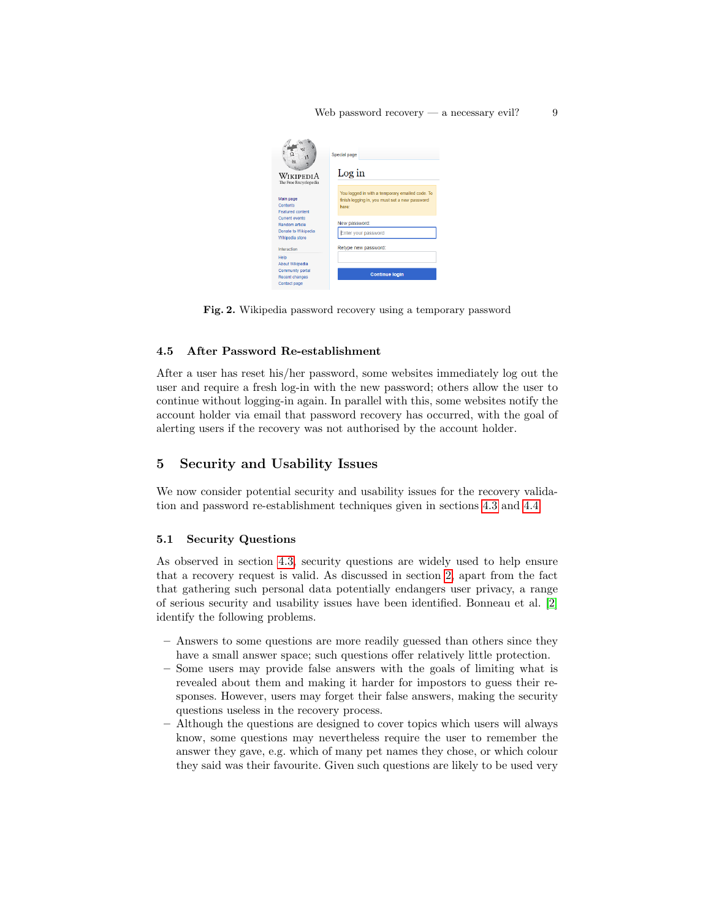Fig. 2. Wikipedia password recovery using a temporary password

### 4.5 After Password Re-establishment

After a user has reset his/her password, some websites immediately log out the user and require a fresh log-in with the new password; others allow the user to continue without logging-in again. In parallel with this, some websites notify the account holder via email that password recovery has occurred, with the goal of alerting users if the recovery was not authorised by the account holder.

## 5 Security and Usability Issues

We now consider potential security and usability issues for the recovery validation and password re-establishment techniques given in sections 4.3 and 4.4.

### 5.1 Security Questions

As observed in section 4.3, security questions are widely used to help ensure that a recovery request is valid. As discussed in section 2, apart from the fact that gathering such personal data potentially endangers user privacy, a range of serious security and usability issues have been identified. Bonneau et al. [2] identify the following problems.

- Answers to some questions are more readily guessed than others since they have a small answer space; such questions offer relatively little protection.
- Some users may provide false answers with the goals of limiting what is revealed about them and making it harder for impostors to guess their responses. However, users may forget their false answers, making the security questions useless in the recovery process.
- Although the questions are designed to cover topics which users will always know, some questions may nevertheless require the user to remember the answer they gave, e.g. which of many pet names they chose, or which colour they said was their favourite. Given such questions are likely to be used very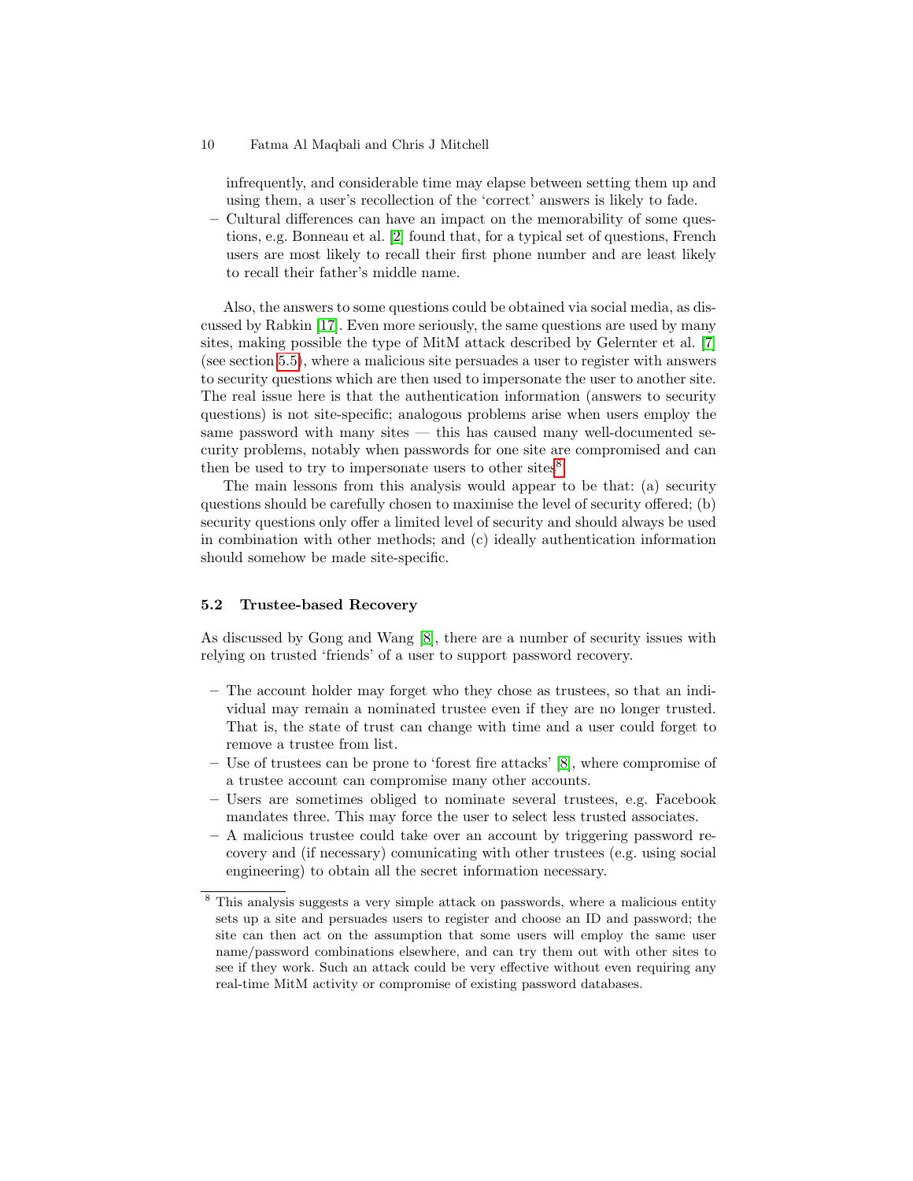infrequently, and considerable time may elapse between setting them up and using them, a user's recollection of the 'correct' answers is likely to fade.
– Cultural differences can have an impact on the memorability of some questions, e.g. Bonneau et al. [2] found that, for a typical set of questions, French users are most likely to recall their first phone number and are least likely to recall their father's middle name.

Also, the answers to some questions could be obtained via social media, as discussed by Rabkin [17]. Even more seriously, the same questions are used by many sites, making possible the type of MitM attack described by Gelernter et al. [7] (see section 5.5), where a malicious site persuades a user to register with answers to security questions which are then used to impersonate the user to another site. The real issue here is that the authentication information (answers to security questions) is not site-specific; analogous problems arise when users employ the same password with many sites — this has caused many well-documented security problems, notably when passwords for one site are compromised and can then be used to try to impersonate users to other sites[8].

The main lessons from this analysis would appear to be that: (a) security questions should be carefully chosen to maximise the level of security offered; (b) security questions only offer a limited level of security and should always be used in combination with other methods; and (c) ideally authentication information should somehow be made site-specific.

### 5.2 Trustee-based Recovery

As discussed by Gong and Wang [8], there are a number of security issues with relying on trusted 'friends' of a user to support password recovery.

– The account holder may forget who they chose as trustees, so that an individual may remain a nominated trustee even if they are no longer trusted. That is, the state of trust can change with time and a user could forget to remove a trustee from list.
– Use of trustees can be prone to 'forest fire attacks' [8], where compromise of a trustee account can compromise many other accounts.
– Users are sometimes obliged to nominate several trustees, e.g. Facebook mandates three. This may force the user to select less trusted associates.
– A malicious trustee could take over an account by triggering password recovery and (if necessary) comunicating with other trustees (e.g. using social engineering) to obtain all the secret information necessary.

[8] This analysis suggests a very simple attack on passwords, where a malicious entity sets up a site and persuades users to register and choose an ID and password; the site can then act on the assumption that some users will employ the same user name/password combinations elsewhere, and can try them out with other sites to see if they work. Such an attack could be very effective without even requiring any real-time MitM activity or compromise of existing password databases.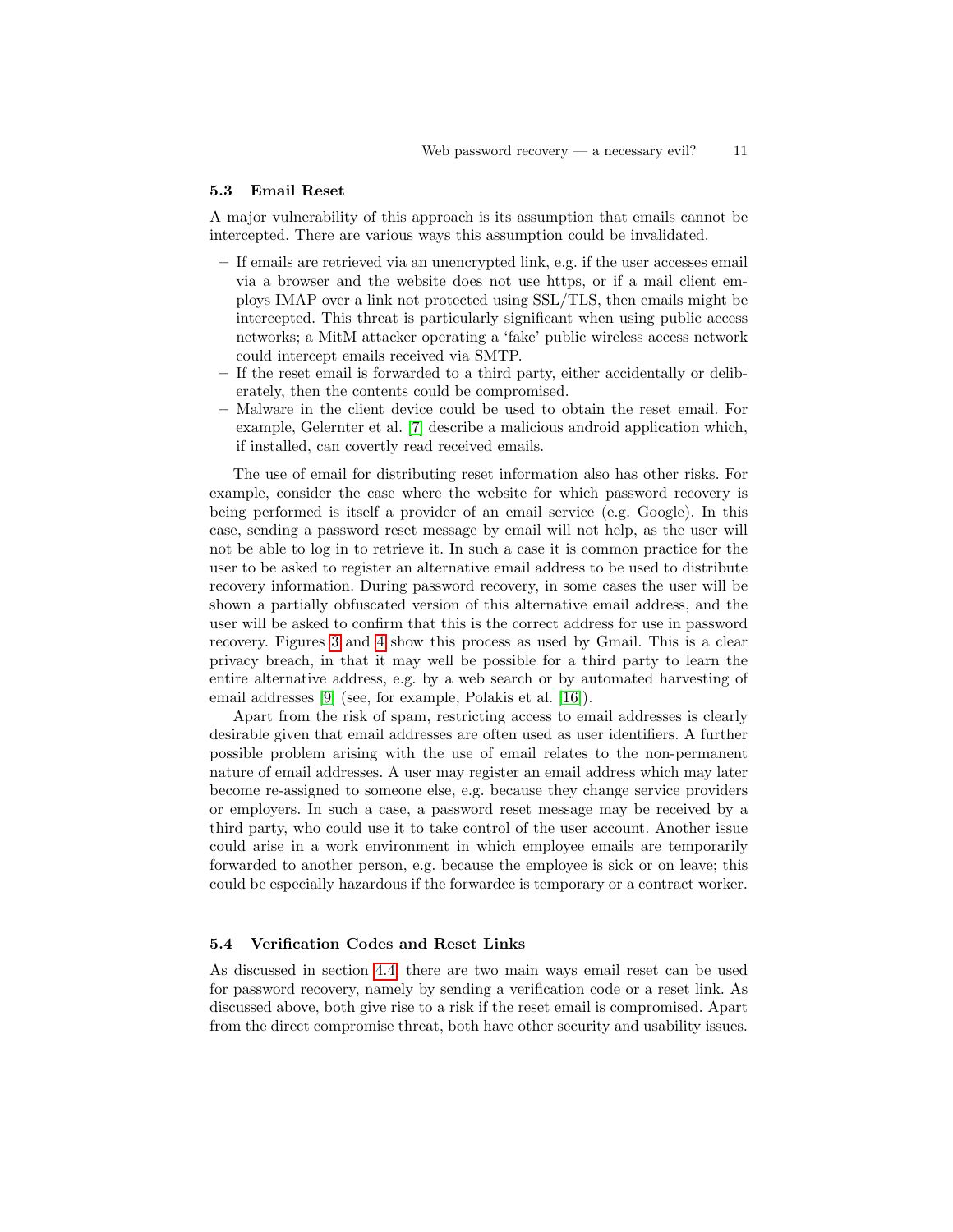### 5.3 Email Reset

A major vulnerability of this approach is its assumption that emails cannot be intercepted. There are various ways this assumption could be invalidated.

- If emails are retrieved via an unencrypted link, e.g. if the user accesses email via a browser and the website does not use https, or if a mail client employs IMAP over a link not protected using SSL/TLS, then emails might be intercepted. This threat is particularly significant when using public access networks; a MitM attacker operating a 'fake' public wireless access network could intercept emails received via SMTP.
- If the reset email is forwarded to a third party, either accidentally or deliberately, then the contents could be compromised.
- Malware in the client device could be used to obtain the reset email. For example, Gelernter et al. [7] describe a malicious android application which, if installed, can covertly read received emails.

The use of email for distributing reset information also has other risks. For example, consider the case where the website for which password recovery is being performed is itself a provider of an email service (e.g. Google). In this case, sending a password reset message by email will not help, as the user will not be able to log in to retrieve it. In such a case it is common practice for the user to be asked to register an alternative email address to be used to distribute recovery information. During password recovery, in some cases the user will be shown a partially obfuscated version of this alternative email address, and the user will be asked to confirm that this is the correct address for use in password recovery. Figures 3 and 4 show this process as used by Gmail. This is a clear privacy breach, in that it may well be possible for a third party to learn the entire alternative address, e.g. by a web search or by automated harvesting of email addresses [9] (see, for example, Polakis et al. [16]).

Apart from the risk of spam, restricting access to email addresses is clearly desirable given that email addresses are often used as user identifiers. A further possible problem arising with the use of email relates to the non-permanent nature of email addresses. A user may register an email address which may later become re-assigned to someone else, e.g. because they change service providers or employers. In such a case, a password reset message may be received by a third party, who could use it to take control of the user account. Another issue could arise in a work environment in which employee emails are temporarily forwarded to another person, e.g. because the employee is sick or on leave; this could be especially hazardous if the forwardee is temporary or a contract worker.

### 5.4 Verification Codes and Reset Links

As discussed in section 4.4, there are two main ways email reset can be used for password recovery, namely by sending a verification code or a reset link. As discussed above, both give rise to a risk if the reset email is compromised. Apart from the direct compromise threat, both have other security and usability issues.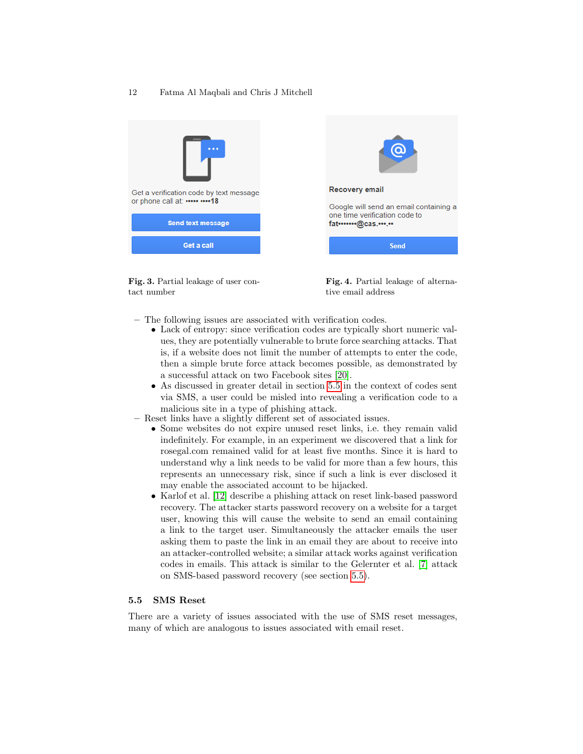Fig. 3. Partial leakage of user contact number

Fig. 4. Partial leakage of alternative email address

- The following issues are associated with verification codes.
  - Lack of entropy: since verification codes are typically short numeric values, they are potentially vulnerable to brute force searching attacks. That is, if a website does not limit the number of attempts to enter the code, then a simple brute force attack becomes possible, as demonstrated by a successful attack on two Facebook sites [20].
  - As discussed in greater detail in section 5.5 in the context of codes sent via SMS, a user could be misled into revealing a verification code to a malicious site in a type of phishing attack.
- Reset links have a slightly different set of associated issues.
  - Some websites do not expire unused reset links, i.e. they remain valid indefinitely. For example, in an experiment we discovered that a link for rosegal.com remained valid for at least five months. Since it is hard to understand why a link needs to be valid for more than a few hours, this represents an unnecessary risk, since if such a link is ever disclosed it may enable the associated account to be hijacked.
  - Karlof et al. [12] describe a phishing attack on reset link-based password recovery. The attacker starts password recovery on a website for a target user, knowing this will cause the website to send an email containing a link to the target user. Simultaneously the attacker emails the user asking them to paste the link in an email they are about to receive into an attacker-controlled website; a similar attack works against verification codes in emails. This attack is similar to the Gelernter et al. [7] attack on SMS-based password recovery (see section 5.5).

### 5.5 SMS Reset

There are a variety of issues associated with the use of SMS reset messages, many of which are analogous to issues associated with email reset.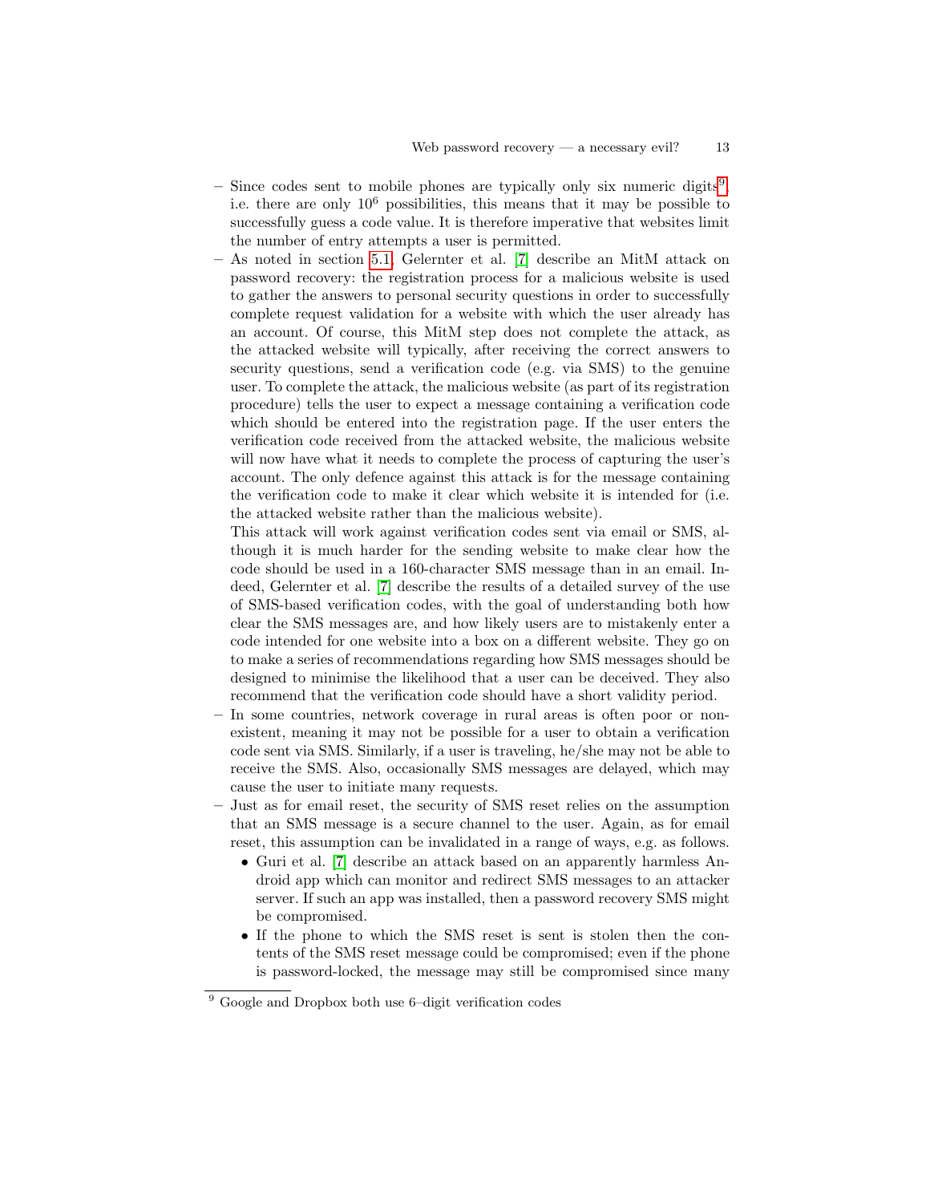- Since codes sent to mobile phones are typically only six numeric digits[9], i.e. there are only $10^6$ possibilities, this means that it may be possible to successfully guess a code value. It is therefore imperative that websites limit the number of entry attempts a user is permitted.
- As noted in section 5.1, Gelernter et al. [7] describe an MitM attack on password recovery: the registration process for a malicious website is used to gather the answers to personal security questions in order to successfully complete request validation for a website with which the user already has an account. Of course, this MitM step does not complete the attack, as the attacked website will typically, after receiving the correct answers to security questions, send a verification code (e.g. via SMS) to the genuine user. To complete the attack, the malicious website (as part of its registration procedure) tells the user to expect a message containing a verification code which should be entered into the registration page. If the user enters the verification code received from the attacked website, the malicious website will now have what it needs to complete the process of capturing the user's account. The only defence against this attack is for the message containing the verification code to make it clear which website it is intended for (i.e. the attacked website rather than the malicious website).

  This attack will work against verification codes sent via email or SMS, although it is much harder for the sending website to make clear how the code should be used in a 160-character SMS message than in an email. Indeed, Gelernter et al. [7] describe the results of a detailed survey of the use of SMS-based verification codes, with the goal of understanding both how clear the SMS messages are, and how likely users are to mistakenly enter a code intended for one website into a box on a different website. They go on to make a series of recommendations regarding how SMS messages should be designed to minimise the likelihood that a user can be deceived. They also recommend that the verification code should have a short validity period.
- In some countries, network coverage in rural areas is often poor or non-existent, meaning it may not be possible for a user to obtain a verification code sent via SMS. Similarly, if a user is traveling, he/she may not be able to receive the SMS. Also, occasionally SMS messages are delayed, which may cause the user to initiate many requests.
- Just as for email reset, the security of SMS reset relies on the assumption that an SMS message is a secure channel to the user. Again, as for email reset, this assumption can be invalidated in a range of ways, e.g. as follows.
  - Guri et al. [7] describe an attack based on an apparently harmless Android app which can monitor and redirect SMS messages to an attacker server. If such an app was installed, then a password recovery SMS might be compromised.
  - If the phone to which the SMS reset is sent is stolen then the contents of the SMS reset message could be compromised; even if the phone is password-locked, the message may still be compromised since many

[9] Google and Dropbox both use 6–digit verification codes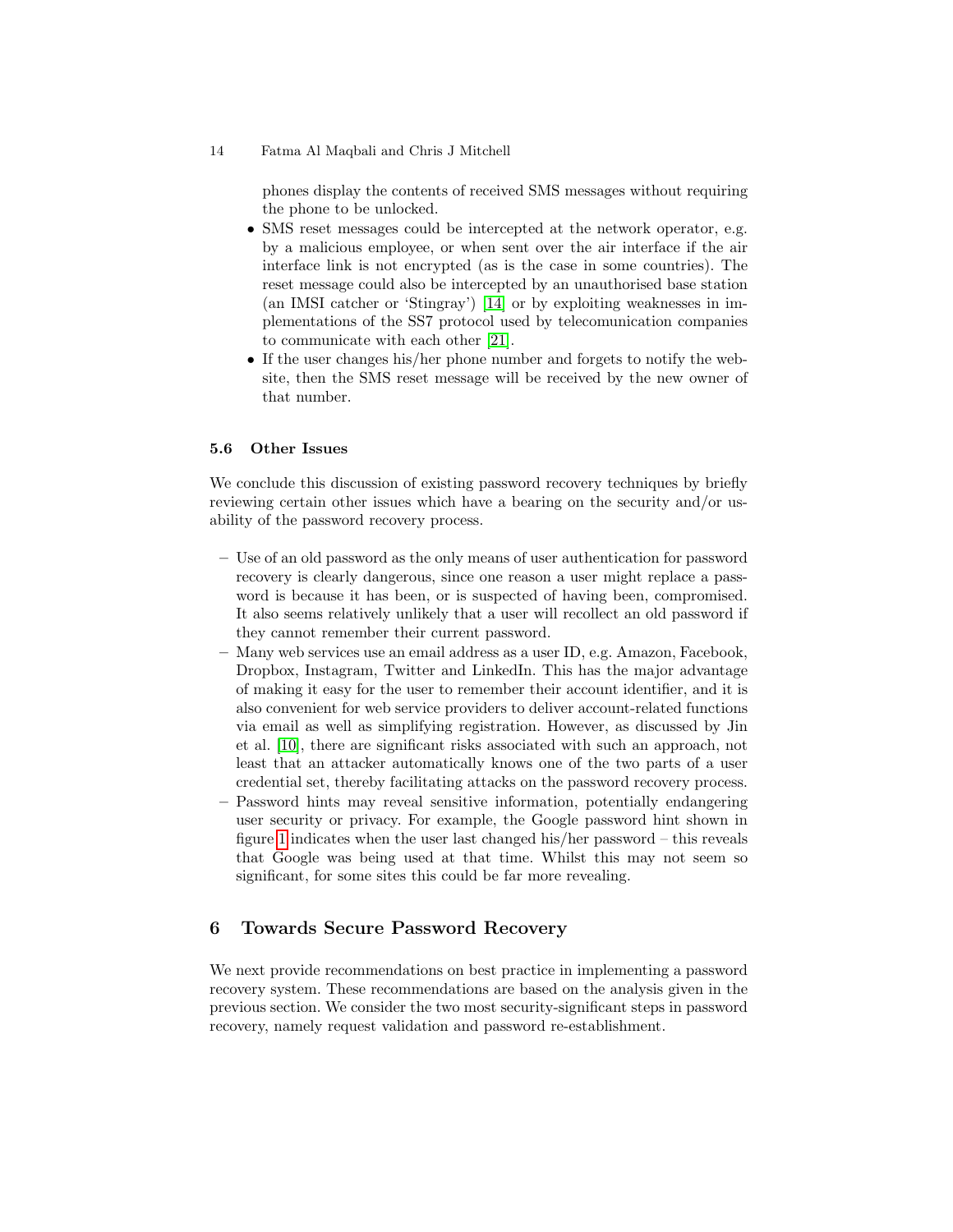phones display the contents of received SMS messages without requiring the phone to be unlocked.

- SMS reset messages could be intercepted at the network operator, e.g. by a malicious employee, or when sent over the air interface if the air interface link is not encrypted (as is the case in some countries). The reset message could also be intercepted by an unauthorised base station (an IMSI catcher or 'Stingray') [14] or by exploiting weaknesses in implementations of the SS7 protocol used by telecomunication companies to communicate with each other [21].
- If the user changes his/her phone number and forgets to notify the website, then the SMS reset message will be received by the new owner of that number.

### 5.6 Other Issues

We conclude this discussion of existing password recovery techniques by briefly reviewing certain other issues which have a bearing on the security and/or usability of the password recovery process.

- Use of an old password as the only means of user authentication for password recovery is clearly dangerous, since one reason a user might replace a password is because it has been, or is suspected of having been, compromised. It also seems relatively unlikely that a user will recollect an old password if they cannot remember their current password.
- Many web services use an email address as a user ID, e.g. Amazon, Facebook, Dropbox, Instagram, Twitter and LinkedIn. This has the major advantage of making it easy for the user to remember their account identifier, and it is also convenient for web service providers to deliver account-related functions via email as well as simplifying registration. However, as discussed by Jin et al. [10], there are significant risks associated with such an approach, not least that an attacker automatically knows one of the two parts of a user credential set, thereby facilitating attacks on the password recovery process.
- Password hints may reveal sensitive information, potentially endangering user security or privacy. For example, the Google password hint shown in figure 1 indicates when the user last changed his/her password – this reveals that Google was being used at that time. Whilst this may not seem so significant, for some sites this could be far more revealing.

## 6 Towards Secure Password Recovery

We next provide recommendations on best practice in implementing a password recovery system. These recommendations are based on the analysis given in the previous section. We consider the two most security-significant steps in password recovery, namely request validation and password re-establishment.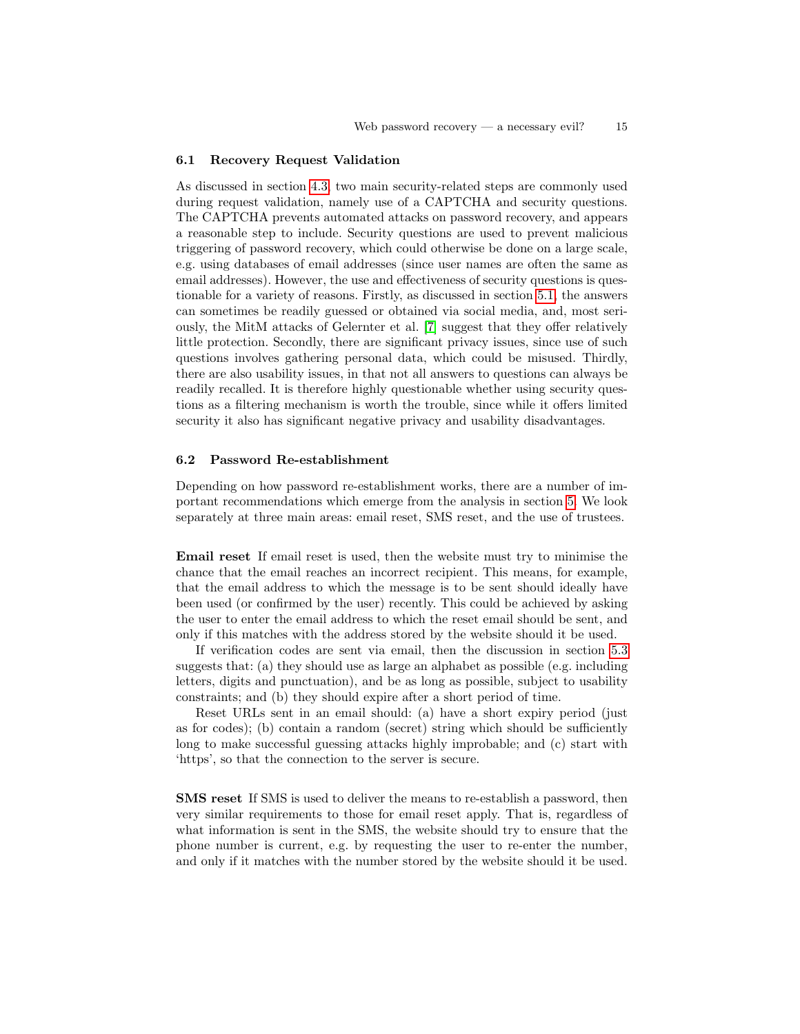### 6.1 Recovery Request Validation

As discussed in section 4.3, two main security-related steps are commonly used during request validation, namely use of a CAPTCHA and security questions. The CAPTCHA prevents automated attacks on password recovery, and appears a reasonable step to include. Security questions are used to prevent malicious triggering of password recovery, which could otherwise be done on a large scale, e.g. using databases of email addresses (since user names are often the same as email addresses). However, the use and effectiveness of security questions is questionable for a variety of reasons. Firstly, as discussed in section 5.1, the answers can sometimes be readily guessed or obtained via social media, and, most seriously, the MitM attacks of Gelernter et al. [7] suggest that they offer relatively little protection. Secondly, there are significant privacy issues, since use of such questions involves gathering personal data, which could be misused. Thirdly, there are also usability issues, in that not all answers to questions can always be readily recalled. It is therefore highly questionable whether using security questions as a filtering mechanism is worth the trouble, since while it offers limited security it also has significant negative privacy and usability disadvantages.

### 6.2 Password Re-establishment

Depending on how password re-establishment works, there are a number of important recommendations which emerge from the analysis in section 5. We look separately at three main areas: email reset, SMS reset, and the use of trustees.

**Email reset** If email reset is used, then the website must try to minimise the chance that the email reaches an incorrect recipient. This means, for example, that the email address to which the message is to be sent should ideally have been used (or confirmed by the user) recently. This could be achieved by asking the user to enter the email address to which the reset email should be sent, and only if this matches with the address stored by the website should it be used.

If verification codes are sent via email, then the discussion in section 5.3 suggests that: (a) they should use as large an alphabet as possible (e.g. including letters, digits and punctuation), and be as long as possible, subject to usability constraints; and (b) they should expire after a short period of time.

Reset URLs sent in an email should: (a) have a short expiry period (just as for codes); (b) contain a random (secret) string which should be sufficiently long to make successful guessing attacks highly improbable; and (c) start with 'https', so that the connection to the server is secure.

**SMS reset** If SMS is used to deliver the means to re-establish a password, then very similar requirements to those for email reset apply. That is, regardless of what information is sent in the SMS, the website should try to ensure that the phone number is current, e.g. by requesting the user to re-enter the number, and only if it matches with the number stored by the website should it be used.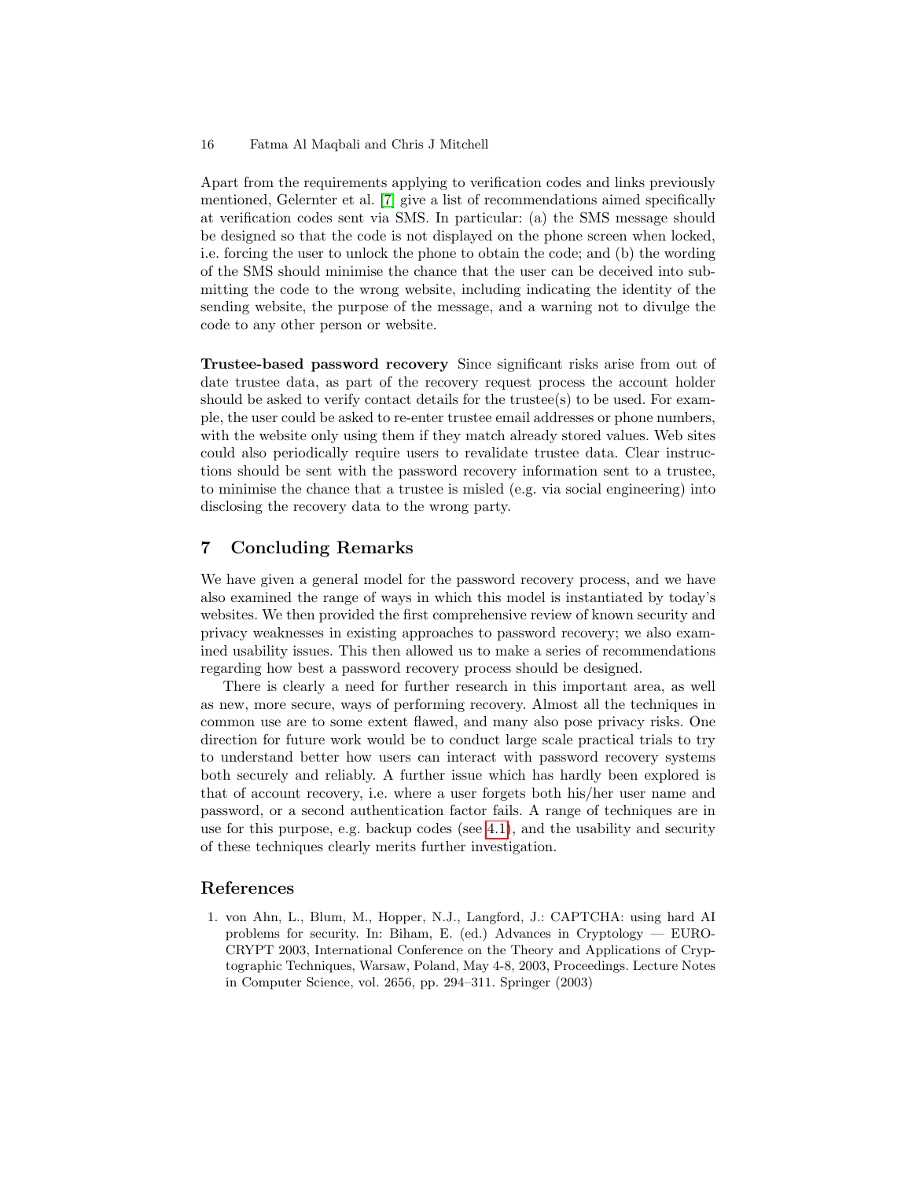Apart from the requirements applying to verification codes and links previously mentioned, Gelernter et al. [7] give a list of recommendations aimed specifically at verification codes sent via SMS. In particular: (a) the SMS message should be designed so that the code is not displayed on the phone screen when locked, i.e. forcing the user to unlock the phone to obtain the code; and (b) the wording of the SMS should minimise the chance that the user can be deceived into submitting the code to the wrong website, including indicating the identity of the sending website, the purpose of the message, and a warning not to divulge the code to any other person or website.

**Trustee-based password recovery** Since significant risks arise from out of date trustee data, as part of the recovery request process the account holder should be asked to verify contact details for the trustee(s) to be used. For example, the user could be asked to re-enter trustee email addresses or phone numbers, with the website only using them if they match already stored values. Web sites could also periodically require users to revalidate trustee data. Clear instructions should be sent with the password recovery information sent to a trustee, to minimise the chance that a trustee is misled (e.g. via social engineering) into disclosing the recovery data to the wrong party.

## 7 Concluding Remarks

We have given a general model for the password recovery process, and we have also examined the range of ways in which this model is instantiated by today's websites. We then provided the first comprehensive review of known security and privacy weaknesses in existing approaches to password recovery; we also examined usability issues. This then allowed us to make a series of recommendations regarding how best a password recovery process should be designed.

There is clearly a need for further research in this important area, as well as new, more secure, ways of performing recovery. Almost all the techniques in common use are to some extent flawed, and many also pose privacy risks. One direction for future work would be to conduct large scale practical trials to try to understand better how users can interact with password recovery systems both securely and reliably. A further issue which has hardly been explored is that of account recovery, i.e. where a user forgets both his/her user name and password, or a second authentication factor fails. A range of techniques are in use for this purpose, e.g. backup codes (see 4.1), and the usability and security of these techniques clearly merits further investigation.

## References

1. von Ahn, L., Blum, M., Hopper, N.J., Langford, J.: CAPTCHA: using hard AI problems for security. In: Biham, E. (ed.) Advances in Cryptology — EUROCRYPT 2003, International Conference on the Theory and Applications of Cryptographic Techniques, Warsaw, Poland, May 4-8, 2003, Proceedings. Lecture Notes in Computer Science, vol. 2656, pp. 294–311. Springer (2003)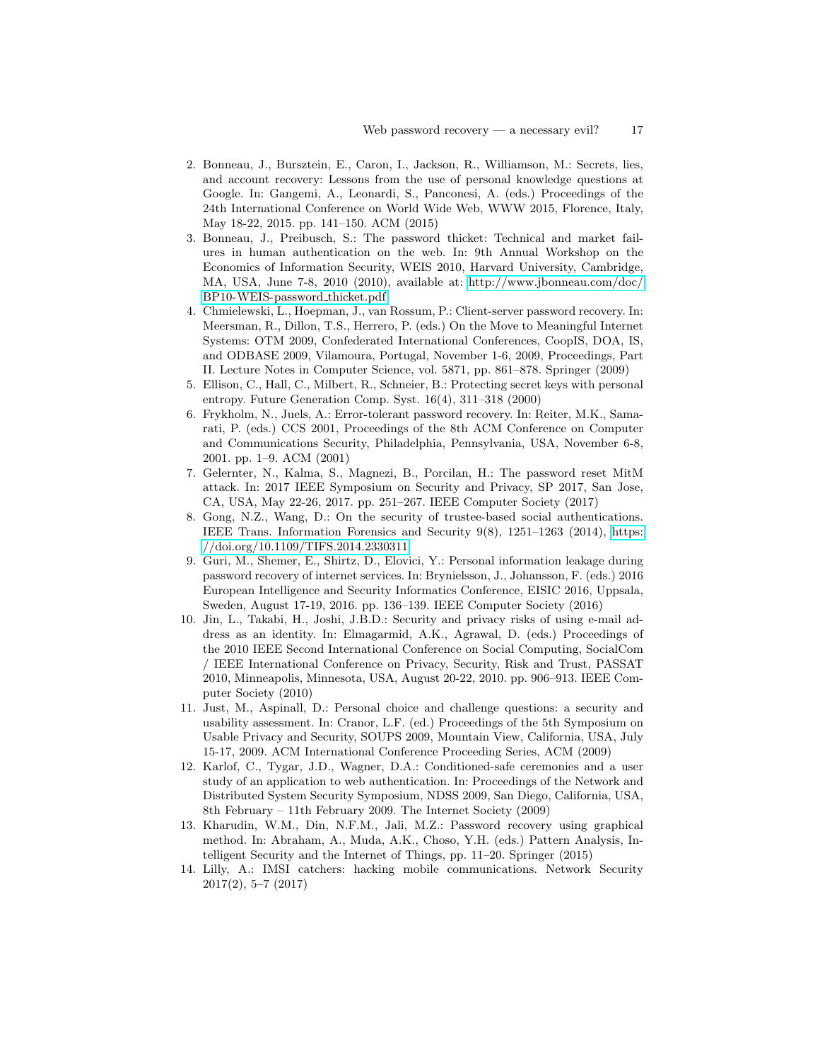2. Bonneau, J., Bursztein, E., Caron, I., Jackson, R., Williamson, M.: Secrets, lies, and account recovery: Lessons from the use of personal knowledge questions at Google. In: Gangemi, A., Leonardi, S., Panconesi, A. (eds.) Proceedings of the 24th International Conference on World Wide Web, WWW 2015, Florence, Italy, May 18-22, 2015. pp. 141–150. ACM (2015)
3. Bonneau, J., Preibusch, S.: The password thicket: Technical and market failures in human authentication on the web. In: 9th Annual Workshop on the Economics of Information Security, WEIS 2010, Harvard University, Cambridge, MA, USA, June 7-8, 2010 (2010), available at: http://www.jbonneau.com/doc/BP10-WEIS-password_thicket.pdf
4. Chmielewski, L., Hoepman, J., van Rossum, P.: Client-server password recovery. In: Meersman, R., Dillon, T.S., Herrero, P. (eds.) On the Move to Meaningful Internet Systems: OTM 2009, Confederated International Conferences, CoopIS, DOA, IS, and ODBASE 2009, Vilamoura, Portugal, November 1-6, 2009, Proceedings, Part II. Lecture Notes in Computer Science, vol. 5871, pp. 861–878. Springer (2009)
5. Ellison, C., Hall, C., Milbert, R., Schneier, B.: Protecting secret keys with personal entropy. Future Generation Comp. Syst. 16(4), 311–318 (2000)
6. Frykholm, N., Juels, A.: Error-tolerant password recovery. In: Reiter, M.K., Samarati, P. (eds.) CCS 2001, Proceedings of the 8th ACM Conference on Computer and Communications Security, Philadelphia, Pennsylvania, USA, November 6-8, 2001. pp. 1–9. ACM (2001)
7. Gelernter, N., Kalma, S., Magnezi, B., Porcilan, H.: The password reset MitM attack. In: 2017 IEEE Symposium on Security and Privacy, SP 2017, San Jose, CA, USA, May 22-26, 2017. pp. 251–267. IEEE Computer Society (2017)
8. Gong, N.Z., Wang, D.: On the security of trustee-based social authentications. IEEE Trans. Information Forensics and Security 9(8), 1251–1263 (2014), https://doi.org/10.1109/TIFS.2014.2330311
9. Guri, M., Shemer, E., Shirtz, D., Elovici, Y.: Personal information leakage during password recovery of internet services. In: Brynielsson, J., Johansson, F. (eds.) 2016 European Intelligence and Security Informatics Conference, EISIC 2016, Uppsala, Sweden, August 17-19, 2016. pp. 136–139. IEEE Computer Society (2016)
10. Jin, L., Takabi, H., Joshi, J.B.D.: Security and privacy risks of using e-mail address as an identity. In: Elmagarmid, A.K., Agrawal, D. (eds.) Proceedings of the 2010 IEEE Second International Conference on Social Computing, SocialCom / IEEE International Conference on Privacy, Security, Risk and Trust, PASSAT 2010, Minneapolis, Minnesota, USA, August 20-22, 2010. pp. 906–913. IEEE Computer Society (2010)
11. Just, M., Aspinall, D.: Personal choice and challenge questions: a security and usability assessment. In: Cranor, L.F. (ed.) Proceedings of the 5th Symposium on Usable Privacy and Security, SOUPS 2009, Mountain View, California, USA, July 15-17, 2009. ACM International Conference Proceeding Series, ACM (2009)
12. Karlof, C., Tygar, J.D., Wagner, D.A.: Conditioned-safe ceremonies and a user study of an application to web authentication. In: Proceedings of the Network and Distributed System Security Symposium, NDSS 2009, San Diego, California, USA, 8th February – 11th February 2009. The Internet Society (2009)
13. Kharudin, W.M., Din, N.F.M., Jali, M.Z.: Password recovery using graphical method. In: Abraham, A., Muda, A.K., Choso, Y.H. (eds.) Pattern Analysis, Intelligent Security and the Internet of Things, pp. 11–20. Springer (2015)
14. Lilly, A.: IMSI catchers: hacking mobile communications. Network Security 2017(2), 5–7 (2017)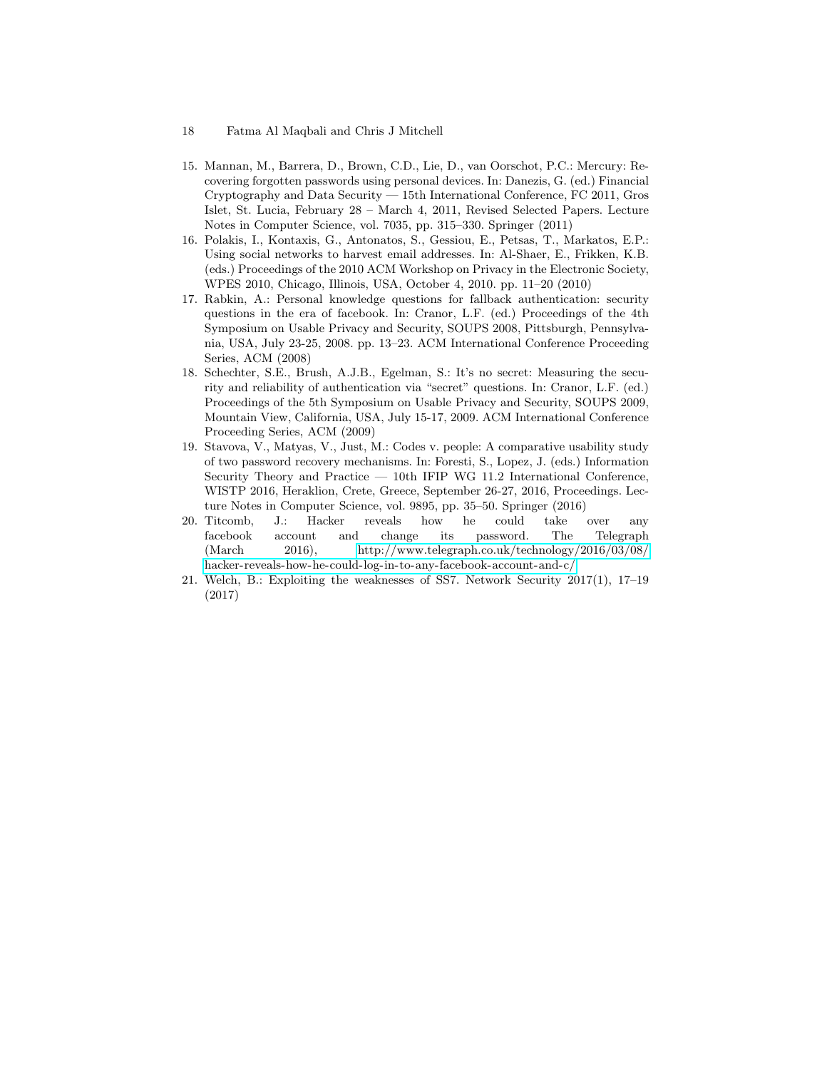15. Mannan, M., Barrera, D., Brown, C.D., Lie, D., van Oorschot, P.C.: Mercury: Recovering forgotten passwords using personal devices. In: Danezis, G. (ed.) Financial Cryptography and Data Security — 15th International Conference, FC 2011, Gros Islet, St. Lucia, February 28 – March 4, 2011, Revised Selected Papers. Lecture Notes in Computer Science, vol. 7035, pp. 315–330. Springer (2011)
16. Polakis, I., Kontaxis, G., Antonatos, S., Gessiou, E., Petsas, T., Markatos, E.P.: Using social networks to harvest email addresses. In: Al-Shaer, E., Frikken, K.B. (eds.) Proceedings of the 2010 ACM Workshop on Privacy in the Electronic Society, WPES 2010, Chicago, Illinois, USA, October 4, 2010. pp. 11–20 (2010)
17. Rabkin, A.: Personal knowledge questions for fallback authentication: security questions in the era of facebook. In: Cranor, L.F. (ed.) Proceedings of the 4th Symposium on Usable Privacy and Security, SOUPS 2008, Pittsburgh, Pennsylvania, USA, July 23-25, 2008. pp. 13–23. ACM International Conference Proceeding Series, ACM (2008)
18. Schechter, S.E., Brush, A.J.B., Egelman, S.: It's no secret: Measuring the security and reliability of authentication via "secret" questions. In: Cranor, L.F. (ed.) Proceedings of the 5th Symposium on Usable Privacy and Security, SOUPS 2009, Mountain View, California, USA, July 15-17, 2009. ACM International Conference Proceeding Series, ACM (2009)
19. Stavova, V., Matyas, V., Just, M.: Codes v. people: A comparative usability study of two password recovery mechanisms. In: Foresti, S., Lopez, J. (eds.) Information Security Theory and Practice — 10th IFIP WG 11.2 International Conference, WISTP 2016, Heraklion, Crete, Greece, September 26-27, 2016, Proceedings. Lecture Notes in Computer Science, vol. 9895, pp. 35–50. Springer (2016)
20. Titcomb, J.: Hacker reveals how he could take over any facebook account and change its password. The Telegraph (March 2016), http://www.telegraph.co.uk/technology/2016/03/08/hacker-reveals-how-he-could-log-in-to-any-facebook-account-and-c/
21. Welch, B.: Exploiting the weaknesses of SS7. Network Security 2017(1), 17–19 (2017)